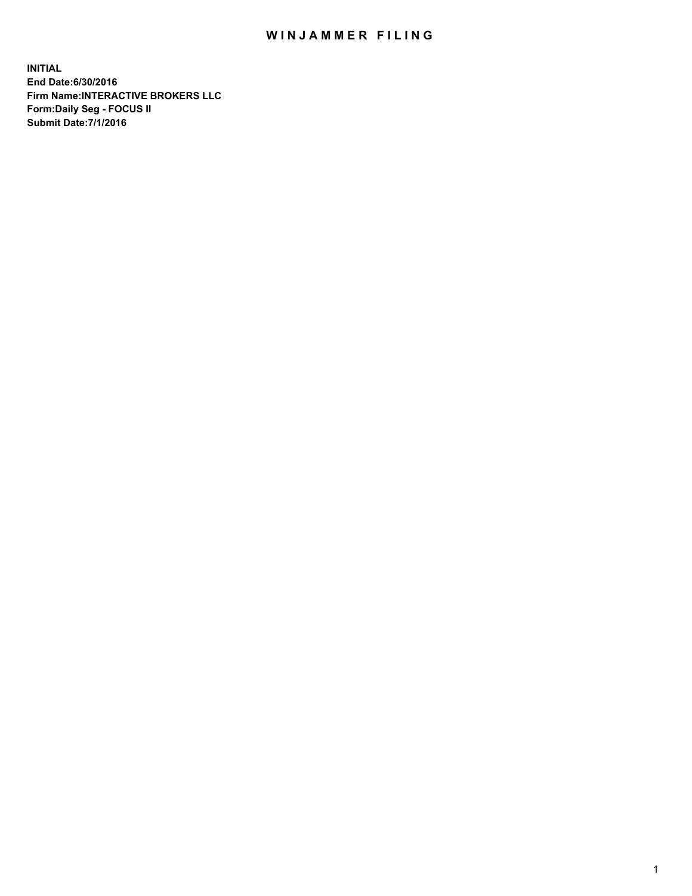# WINJAMMER FILING

**INITIAL**
**End Date:6/30/2016**
**Firm Name:INTERACTIVE BROKERS LLC**
**Form:Daily Seg - FOCUS II**
**Submit Date:7/1/2016**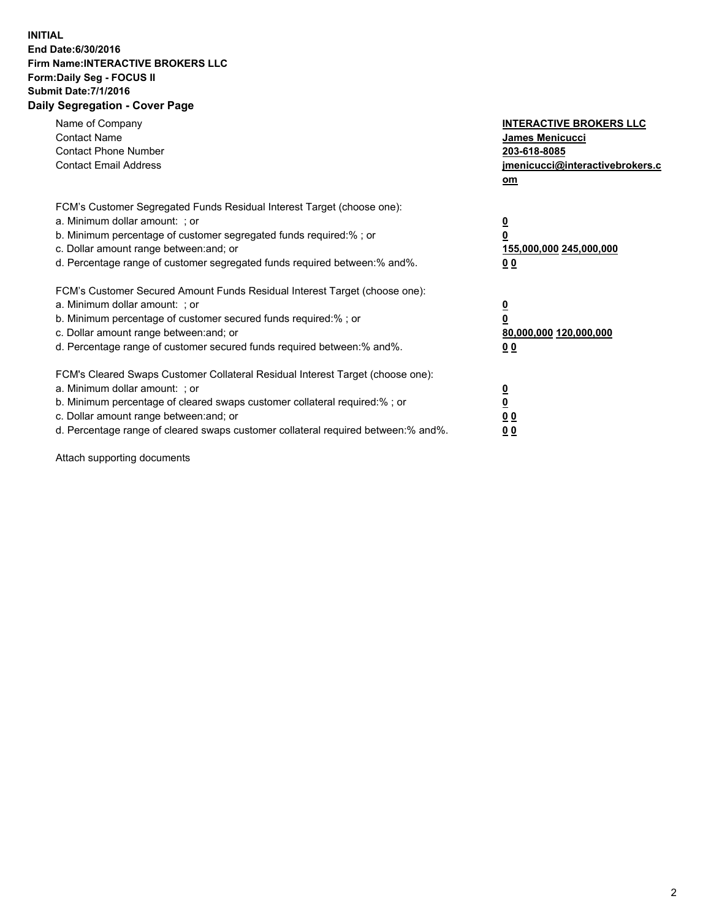**INITIAL**
**End Date:6/30/2016**
**Firm Name:INTERACTIVE BROKERS LLC**
**Form:Daily Seg - FOCUS II**
**Submit Date:7/1/2016**

## Daily Segregation - Cover Page

| | |
|---|---|
| Name of Company | **INTERACTIVE BROKERS LLC** |
| Contact Name | **James Menicucci** |
| Contact Phone Number | **203-618-8085** |
| Contact Email Address | **jmenicucci@interactivebrokers.com** |

| | |
|---|---|
| FCM's Customer Segregated Funds Residual Interest Target (choose one): | |
| a. Minimum dollar amount: ; or | **0** |
| b. Minimum percentage of customer segregated funds required:% ; or | **0** |
| c. Dollar amount range between:and; or | **155,000,000 245,000,000** |
| d. Percentage range of customer segregated funds required between:% and%. | **0 0** |

| | |
|---|---|
| FCM's Customer Secured Amount Funds Residual Interest Target (choose one): | |
| a. Minimum dollar amount: ; or | **0** |
| b. Minimum percentage of customer secured funds required:% ; or | **0** |
| c. Dollar amount range between:and; or | **80,000,000 120,000,000** |
| d. Percentage range of customer secured funds required between:% and%. | **0 0** |

| | |
|---|---|
| FCM's Cleared Swaps Customer Collateral Residual Interest Target (choose one): | |
| a. Minimum dollar amount: ; or | **0** |
| b. Minimum percentage of cleared swaps customer collateral required:% ; or | **0** |
| c. Dollar amount range between:and; or | **0 0** |
| d. Percentage range of cleared swaps customer collateral required between:% and%. | **0 0** |

Attach supporting documents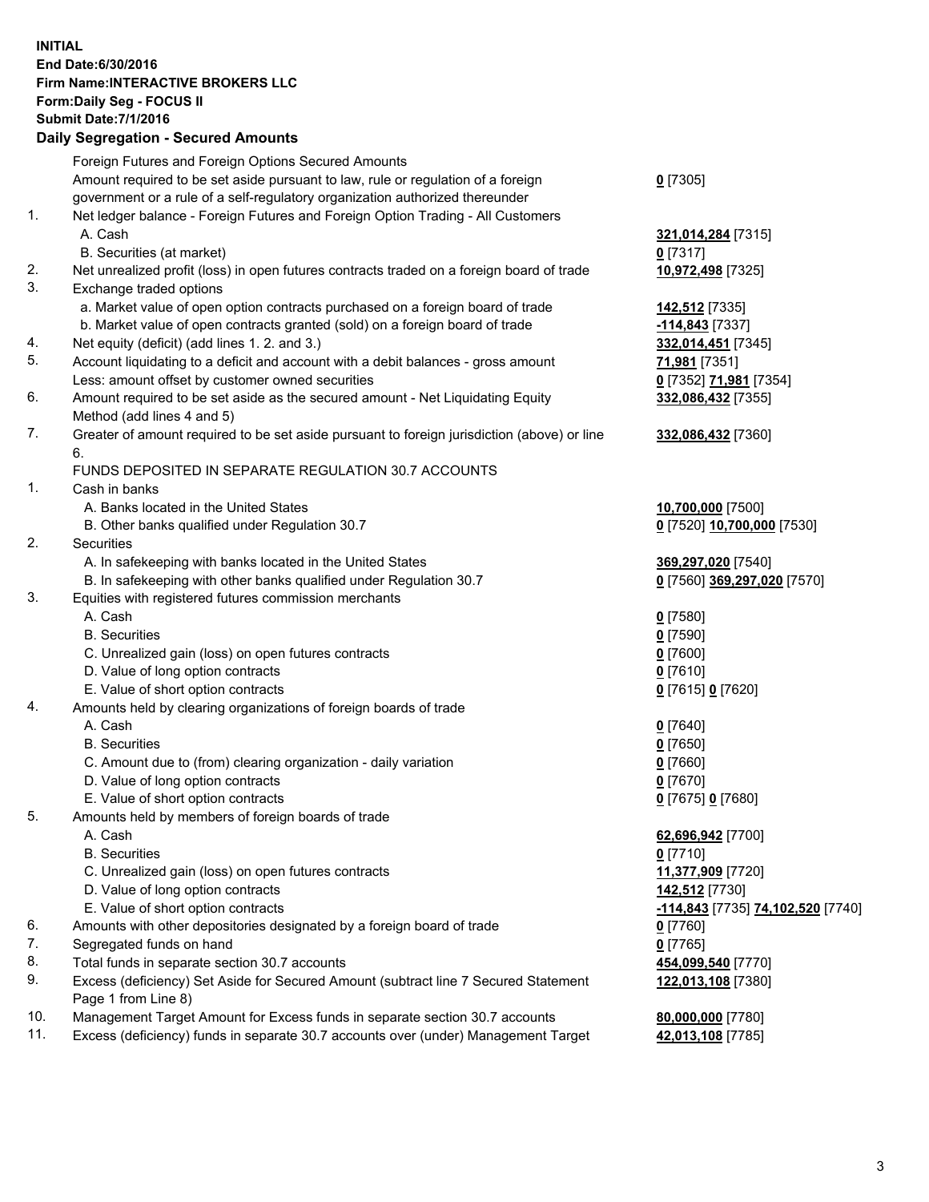**INITIAL**
**End Date:6/30/2016**
**Firm Name:INTERACTIVE BROKERS LLC**
**Form:Daily Seg - FOCUS II**
**Submit Date:7/1/2016**

## Daily Segregation - Secured Amounts

| | | |
|---|---|---|
| | Foreign Futures and Foreign Options Secured Amounts | |
| | Amount required to be set aside pursuant to law, rule or regulation of a foreign government or a rule of a self-regulatory organization authorized thereunder | **0** [7305] |
| 1. | Net ledger balance - Foreign Futures and Foreign Option Trading - All Customers | |
| | A. Cash | **321,014,284** [7315] |
| | B. Securities (at market) | **0** [7317] |
| 2. | Net unrealized profit (loss) in open futures contracts traded on a foreign board of trade | **10,972,498** [7325] |
| 3. | Exchange traded options | |
| | a. Market value of open option contracts purchased on a foreign board of trade | **142,512** [7335] |
| | b. Market value of open contracts granted (sold) on a foreign board of trade | **-114,843** [7337] |
| 4. | Net equity (deficit) (add lines 1. 2. and 3.) | **332,014,451** [7345] |
| 5. | Account liquidating to a deficit and account with a debit balances - gross amount | **71,981** [7351] |
| | Less: amount offset by customer owned securities | **0** [7352] **71,981** [7354] |
| 6. | Amount required to be set aside as the secured amount - Net Liquidating Equity Method (add lines 4 and 5) | **332,086,432** [7355] |
| 7. | Greater of amount required to be set aside pursuant to foreign jurisdiction (above) or line 6. | **332,086,432** [7360] |
| | FUNDS DEPOSITED IN SEPARATE REGULATION 30.7 ACCOUNTS | |
| 1. | Cash in banks | |
| | A. Banks located in the United States | **10,700,000** [7500] |
| | B. Other banks qualified under Regulation 30.7 | **0** [7520] **10,700,000** [7530] |
| 2. | Securities | |
| | A. In safekeeping with banks located in the United States | **369,297,020** [7540] |
| | B. In safekeeping with other banks qualified under Regulation 30.7 | **0** [7560] **369,297,020** [7570] |
| 3. | Equities with registered futures commission merchants | |
| | A. Cash | **0** [7580] |
| | B. Securities | **0** [7590] |
| | C. Unrealized gain (loss) on open futures contracts | **0** [7600] |
| | D. Value of long option contracts | **0** [7610] |
| | E. Value of short option contracts | **0** [7615] **0** [7620] |
| 4. | Amounts held by clearing organizations of foreign boards of trade | |
| | A. Cash | **0** [7640] |
| | B. Securities | **0** [7650] |
| | C. Amount due to (from) clearing organization - daily variation | **0** [7660] |
| | D. Value of long option contracts | **0** [7670] |
| | E. Value of short option contracts | **0** [7675] **0** [7680] |
| 5. | Amounts held by members of foreign boards of trade | |
| | A. Cash | **62,696,942** [7700] |
| | B. Securities | **0** [7710] |
| | C. Unrealized gain (loss) on open futures contracts | **11,377,909** [7720] |
| | D. Value of long option contracts | **142,512** [7730] |
| | E. Value of short option contracts | **-114,843** [7735] **74,102,520** [7740] |
| 6. | Amounts with other depositories designated by a foreign board of trade | **0** [7760] |
| 7. | Segregated funds on hand | **0** [7765] |
| 8. | Total funds in separate section 30.7 accounts | **454,099,540** [7770] |
| 9. | Excess (deficiency) Set Aside for Secured Amount (subtract line 7 Secured Statement Page 1 from Line 8) | **122,013,108** [7380] |
| 10. | Management Target Amount for Excess funds in separate section 30.7 accounts | **80,000,000** [7780] |
| 11. | Excess (deficiency) funds in separate 30.7 accounts over (under) Management Target | **42,013,108** [7785] |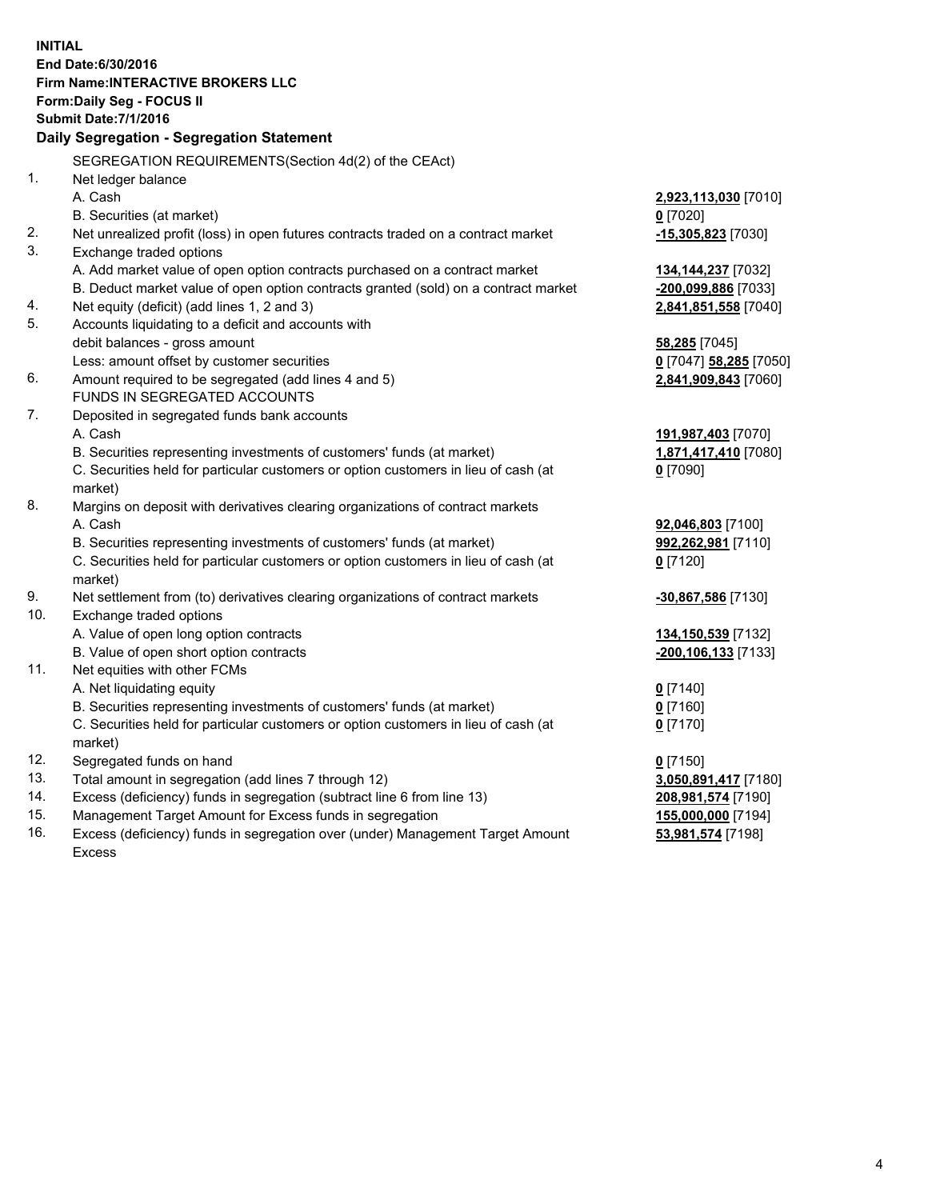**INITIAL**
**End Date:6/30/2016**
**Firm Name:INTERACTIVE BROKERS LLC**
**Form:Daily Seg - FOCUS II**
**Submit Date:7/1/2016**

## Daily Segregation - Segregation Statement

SEGREGATION REQUIREMENTS(Section 4d(2) of the CEAct)

| | | |
|---|---|---|
| 1. | Net ledger balance | |
| | A. Cash | **2,923,113,030** [7010] |
| | B. Securities (at market) | **0** [7020] |
| 2. | Net unrealized profit (loss) in open futures contracts traded on a contract market | **-15,305,823** [7030] |
| 3. | Exchange traded options | |
| | A. Add market value of open option contracts purchased on a contract market | **134,144,237** [7032] |
| | B. Deduct market value of open option contracts granted (sold) on a contract market | **-200,099,886** [7033] |
| 4. | Net equity (deficit) (add lines 1, 2 and 3) | **2,841,851,558** [7040] |
| 5. | Accounts liquidating to a deficit and accounts with debit balances - gross amount | **58,285** [7045] |
| | Less: amount offset by customer securities | **0** [7047] **58,285** [7050] |
| 6. | Amount required to be segregated (add lines 4 and 5) | **2,841,909,843** [7060] |
| | FUNDS IN SEGREGATED ACCOUNTS | |
| 7. | Deposited in segregated funds bank accounts | |
| | A. Cash | **191,987,403** [7070] |
| | B. Securities representing investments of customers' funds (at market) | **1,871,417,410** [7080] |
| | C. Securities held for particular customers or option customers in lieu of cash (at market) | **0** [7090] |
| 8. | Margins on deposit with derivatives clearing organizations of contract markets | |
| | A. Cash | **92,046,803** [7100] |
| | B. Securities representing investments of customers' funds (at market) | **992,262,981** [7110] |
| | C. Securities held for particular customers or option customers in lieu of cash (at market) | **0** [7120] |
| 9. | Net settlement from (to) derivatives clearing organizations of contract markets | **-30,867,586** [7130] |
| 10. | Exchange traded options | |
| | A. Value of open long option contracts | **134,150,539** [7132] |
| | B. Value of open short option contracts | **-200,106,133** [7133] |
| 11. | Net equities with other FCMs | |
| | A. Net liquidating equity | **0** [7140] |
| | B. Securities representing investments of customers' funds (at market) | **0** [7160] |
| | C. Securities held for particular customers or option customers in lieu of cash (at market) | **0** [7170] |
| 12. | Segregated funds on hand | **0** [7150] |
| 13. | Total amount in segregation (add lines 7 through 12) | **3,050,891,417** [7180] |
| 14. | Excess (deficiency) funds in segregation (subtract line 6 from line 13) | **208,981,574** [7190] |
| 15. | Management Target Amount for Excess funds in segregation | **155,000,000** [7194] |
| 16. | Excess (deficiency) funds in segregation over (under) Management Target Amount Excess | **53,981,574** [7198] |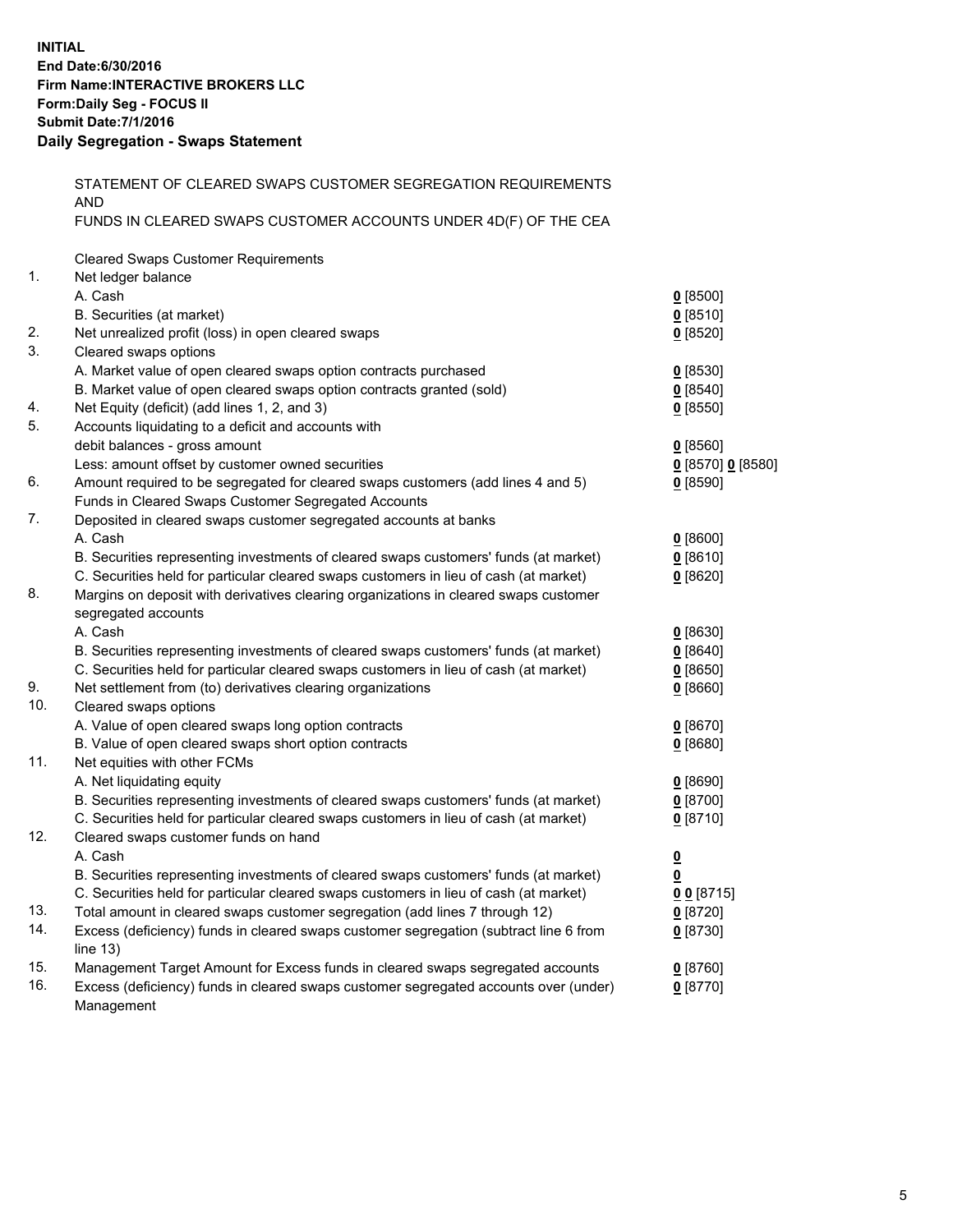**INITIAL**
**End Date:6/30/2016**
**Firm Name:INTERACTIVE BROKERS LLC**
**Form:Daily Seg - FOCUS II**
**Submit Date:7/1/2016**
**Daily Segregation - Swaps Statement**

STATEMENT OF CLEARED SWAPS CUSTOMER SEGREGATION REQUIREMENTS AND FUNDS IN CLEARED SWAPS CUSTOMER ACCOUNTS UNDER 4D(F) OF THE CEA

| | | |
|---|---|---|
| | Cleared Swaps Customer Requirements | |
| 1. | Net ledger balance | |
| | A. Cash | 0 [8500] |
| | B. Securities (at market) | 0 [8510] |
| 2. | Net unrealized profit (loss) in open cleared swaps | 0 [8520] |
| 3. | Cleared swaps options | |
| | A. Market value of open cleared swaps option contracts purchased | 0 [8530] |
| | B. Market value of open cleared swaps option contracts granted (sold) | 0 [8540] |
| 4. | Net Equity (deficit) (add lines 1, 2, and 3) | 0 [8550] |
| 5. | Accounts liquidating to a deficit and accounts with | |
| | debit balances - gross amount | 0 [8560] |
| | Less: amount offset by customer owned securities | 0 [8570] 0 [8580] |
| 6. | Amount required to be segregated for cleared swaps customers (add lines 4 and 5) | 0 [8590] |
| | Funds in Cleared Swaps Customer Segregated Accounts | |
| 7. | Deposited in cleared swaps customer segregated accounts at banks | |
| | A. Cash | 0 [8600] |
| | B. Securities representing investments of cleared swaps customers' funds (at market) | 0 [8610] |
| | C. Securities held for particular cleared swaps customers in lieu of cash (at market) | 0 [8620] |
| 8. | Margins on deposit with derivatives clearing organizations in cleared swaps customer segregated accounts | |
| | A. Cash | 0 [8630] |
| | B. Securities representing investments of cleared swaps customers' funds (at market) | 0 [8640] |
| | C. Securities held for particular cleared swaps customers in lieu of cash (at market) | 0 [8650] |
| 9. | Net settlement from (to) derivatives clearing organizations | 0 [8660] |
| 10. | Cleared swaps options | |
| | A. Value of open cleared swaps long option contracts | 0 [8670] |
| | B. Value of open cleared swaps short option contracts | 0 [8680] |
| 11. | Net equities with other FCMs | |
| | A. Net liquidating equity | 0 [8690] |
| | B. Securities representing investments of cleared swaps customers' funds (at market) | 0 [8700] |
| | C. Securities held for particular cleared swaps customers in lieu of cash (at market) | 0 [8710] |
| 12. | Cleared swaps customer funds on hand | |
| | A. Cash | 0 |
| | B. Securities representing investments of cleared swaps customers' funds (at market) | 0 |
| | C. Securities held for particular cleared swaps customers in lieu of cash (at market) | 0 0 [8715] |
| 13. | Total amount in cleared swaps customer segregation (add lines 7 through 12) | 0 [8720] |
| 14. | Excess (deficiency) funds in cleared swaps customer segregation (subtract line 6 from line 13) | 0 [8730] |
| 15. | Management Target Amount for Excess funds in cleared swaps segregated accounts | 0 [8760] |
| 16. | Excess (deficiency) funds in cleared swaps customer segregated accounts over (under) Management | 0 [8770] |